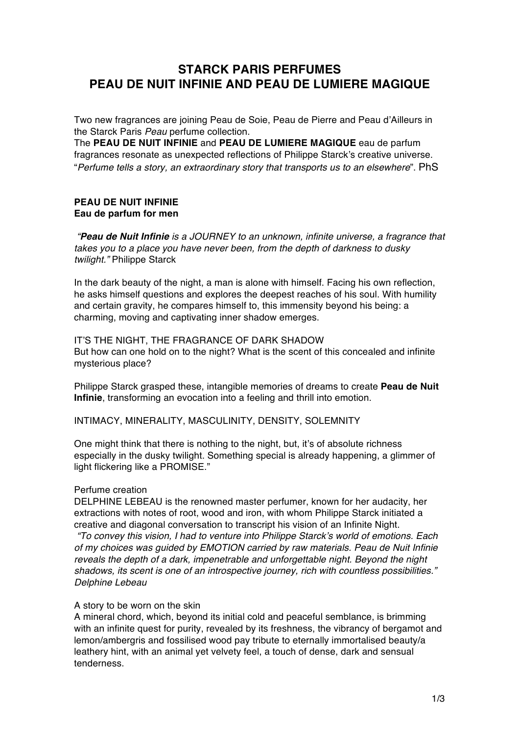# STARCK PARIS PERFUMES
# PEAU DE NUIT INFINIE AND PEAU DE LUMIERE MAGIQUE

Two new fragrances are joining Peau de Soie, Peau de Pierre and Peau d'Ailleurs in the Starck Paris *Peau* perfume collection.
The **PEAU DE NUIT INFINIE** and **PEAU DE LUMIERE MAGIQUE** eau de parfum fragrances resonate as unexpected reflections of Philippe Starck's creative universe.
"*Perfume tells a story, an extraordinary story that transports us to an elsewhere*". PhS

## PEAU DE NUIT INFINIE
**Eau de parfum for men**

*"**Peau de Nuit Infinie** is a JOURNEY to an unknown, infinite universe, a fragrance that takes you to a place you have never been, from the depth of darkness to dusky twilight."* Philippe Starck

In the dark beauty of the night, a man is alone with himself. Facing his own reflection, he asks himself questions and explores the deepest reaches of his soul. With humility and certain gravity, he compares himself to, this immensity beyond his being: a charming, moving and captivating inner shadow emerges.

IT'S THE NIGHT, THE FRAGRANCE OF DARK SHADOW
But how can one hold on to the night? What is the scent of this concealed and infinite mysterious place?

Philippe Starck grasped these, intangible memories of dreams to create **Peau de Nuit Infinie**, transforming an evocation into a feeling and thrill into emotion.

INTIMACY, MINERALITY, MASCULINITY, DENSITY, SOLEMNITY

One might think that there is nothing to the night, but, it's of absolute richness especially in the dusky twilight. Something special is already happening, a glimmer of light flickering like a PROMISE."

Perfume creation
DELPHINE LEBEAU is the renowned master perfumer, known for her audacity, her extractions with notes of root, wood and iron, with whom Philippe Starck initiated a creative and diagonal conversation to transcript his vision of an Infinite Night.
*"To convey this vision, I had to venture into Philippe Starck's world of emotions. Each of my choices was guided by EMOTION carried by raw materials. Peau de Nuit Infinie reveals the depth of a dark, impenetrable and unforgettable night. Beyond the night shadows, its scent is one of an introspective journey, rich with countless possibilities." Delphine Lebeau*

A story to be worn on the skin
A mineral chord, which, beyond its initial cold and peaceful semblance, is brimming with an infinite quest for purity, revealed by its freshness, the vibrancy of bergamot and lemon/ambergris and fossilised wood pay tribute to eternally immortalised beauty/a leathery hint, with an animal yet velvety feel, a touch of dense, dark and sensual tenderness.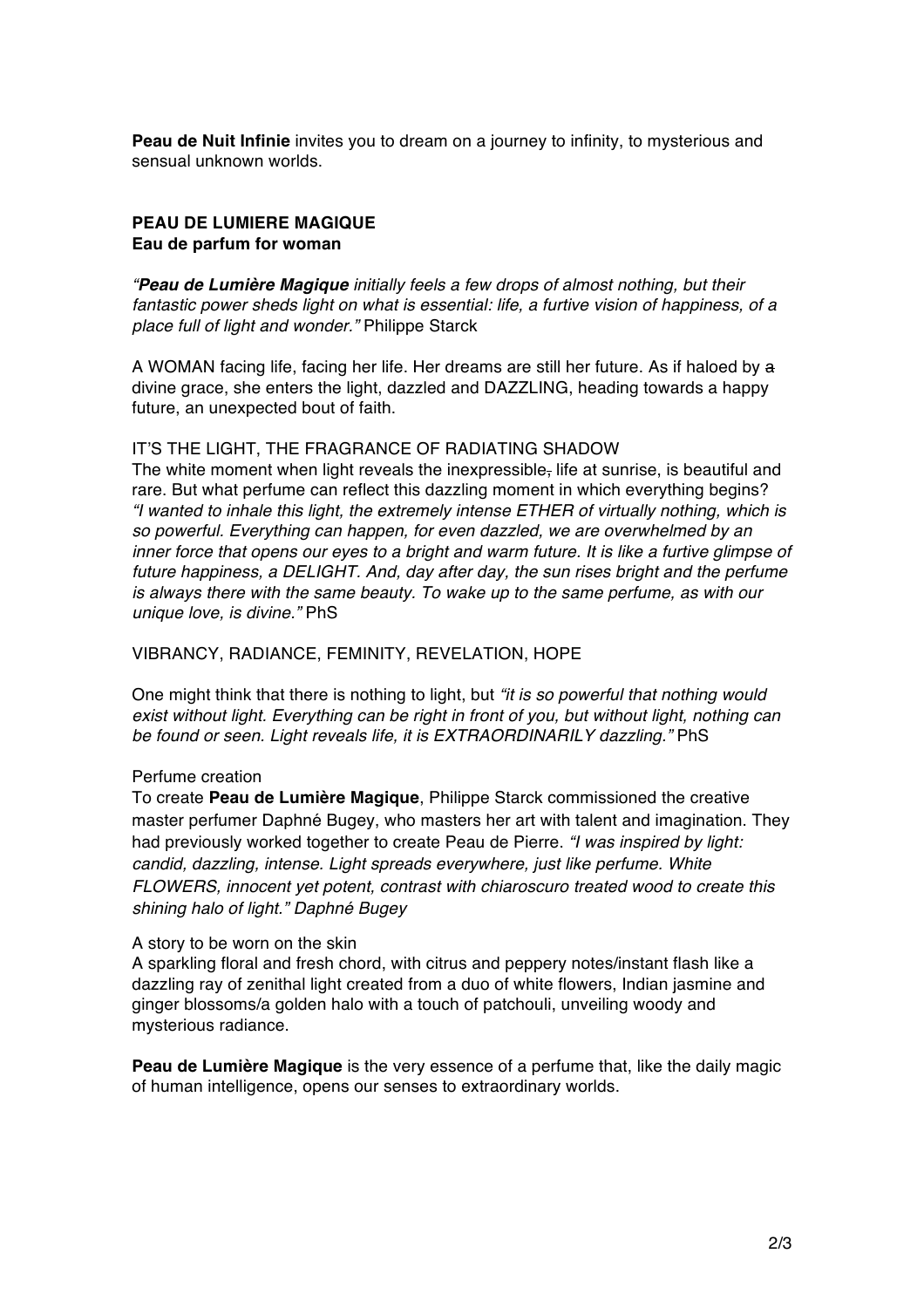**Peau de Nuit Infinie** invites you to dream on a journey to infinity, to mysterious and sensual unknown worlds.

## PEAU DE LUMIERE MAGIQUE

**Eau de parfum for woman**

*"**Peau de Lumière Magique** initially feels a few drops of almost nothing, but their fantastic power sheds light on what is essential: life, a furtive vision of happiness, of a place full of light and wonder."* Philippe Starck

A WOMAN facing life, facing her life. Her dreams are still her future. As if haloed by ~~a~~ divine grace, she enters the light, dazzled and DAZZLING, heading towards a happy future, an unexpected bout of faith.

IT'S THE LIGHT, THE FRAGRANCE OF RADIATING SHADOW

The white moment when light reveals the inexpressible~~,~~ life at sunrise, is beautiful and rare. But what perfume can reflect this dazzling moment in which everything begins? *"I wanted to inhale this light, the extremely intense ETHER of virtually nothing, which is so powerful. Everything can happen, for even dazzled, we are overwhelmed by an inner force that opens our eyes to a bright and warm future. It is like a furtive glimpse of future happiness, a DELIGHT. And, day after day, the sun rises bright and the perfume is always there with the same beauty. To wake up to the same perfume, as with our unique love, is divine."* PhS

VIBRANCY, RADIANCE, FEMINITY, REVELATION, HOPE

One might think that there is nothing to light, but *"it is so powerful that nothing would exist without light. Everything can be right in front of you, but without light, nothing can be found or seen. Light reveals life, it is EXTRAORDINARILY dazzling."* PhS

Perfume creation

To create **Peau de Lumière Magique**, Philippe Starck commissioned the creative master perfumer Daphné Bugey, who masters her art with talent and imagination. They had previously worked together to create Peau de Pierre. *"I was inspired by light: candid, dazzling, intense. Light spreads everywhere, just like perfume. White FLOWERS, innocent yet potent, contrast with chiaroscuro treated wood to create this shining halo of light." Daphné Bugey*

A story to be worn on the skin

A sparkling floral and fresh chord, with citrus and peppery notes/instant flash like a dazzling ray of zenithal light created from a duo of white flowers, Indian jasmine and ginger blossoms/a golden halo with a touch of patchouli, unveiling woody and mysterious radiance.

**Peau de Lumière Magique** is the very essence of a perfume that, like the daily magic of human intelligence, opens our senses to extraordinary worlds.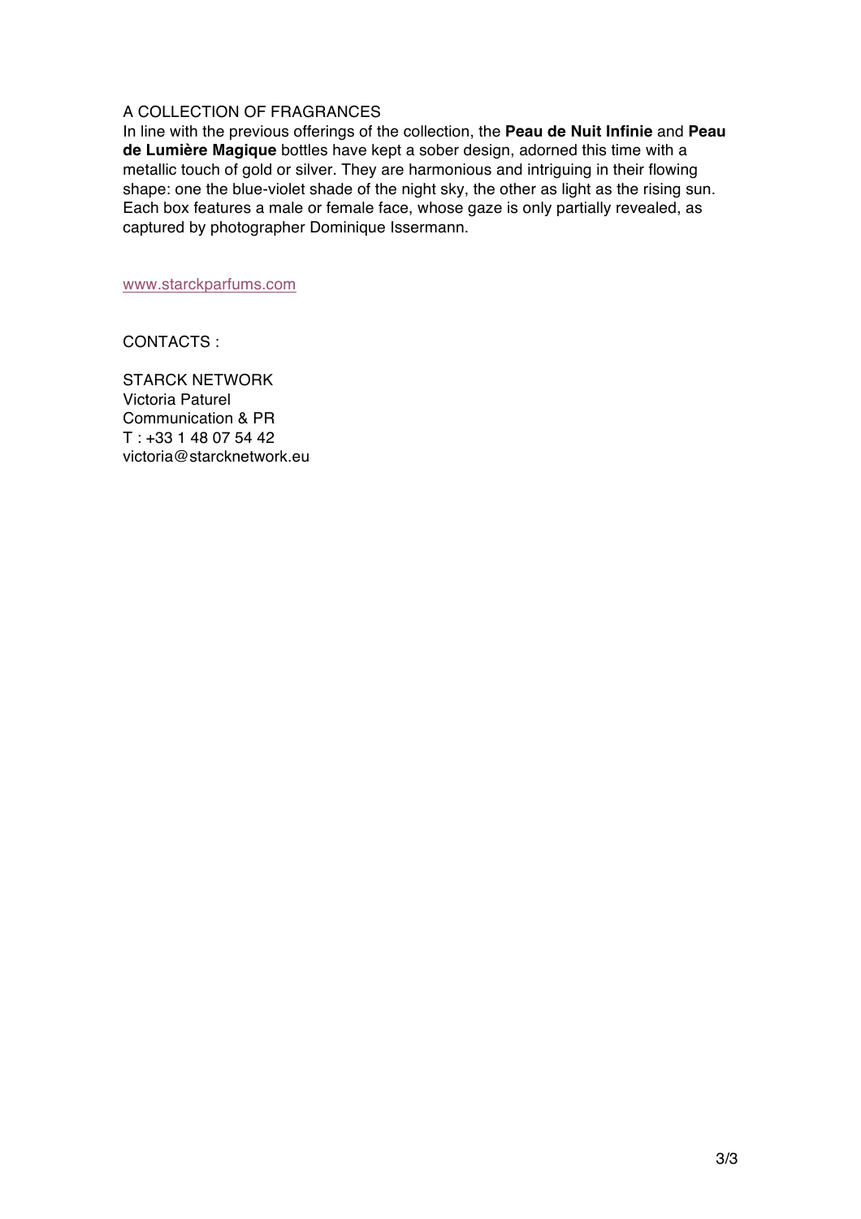## A COLLECTION OF FRAGRANCES

In line with the previous offerings of the collection, the **Peau de Nuit Infinie** and **Peau de Lumière Magique** bottles have kept a sober design, adorned this time with a metallic touch of gold or silver. They are harmonious and intriguing in their flowing shape: one the blue-violet shade of the night sky, the other as light as the rising sun. Each box features a male or female face, whose gaze is only partially revealed, as captured by photographer Dominique Issermann.

www.starckparfums.com

CONTACTS :

STARCK NETWORK  
Victoria Paturel  
Communication & PR  
T : +33 1 48 07 54 42  
victoria@starcknetwork.eu